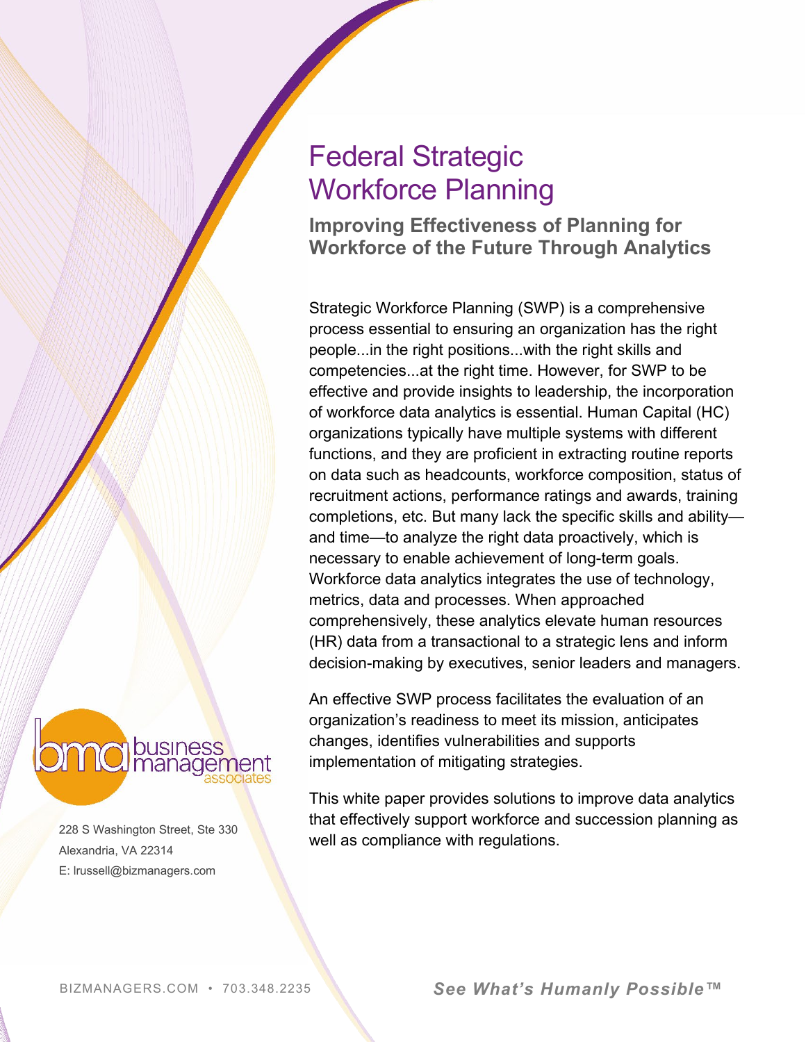# Federal Strategic Workforce Planning

## Improving Effectiveness of Planning for Workforce of the Future Through Analytics

Strategic Workforce Planning (SWP) is a comprehensive process essential to ensuring an organization has the right people...in the right positions...with the right skills and competencies...at the right time. However, for SWP to be effective and provide insights to leadership, the incorporation of workforce data analytics is essential. Human Capital (HC) organizations typically have multiple systems with different functions, and they are proficient in extracting routine reports on data such as headcounts, workforce composition, status of recruitment actions, performance ratings and awards, training completions, etc. But many lack the specific skills and ability—and time—to analyze the right data proactively, which is necessary to enable achievement of long-term goals. Workforce data analytics integrates the use of technology, metrics, data and processes. When approached comprehensively, these analytics elevate human resources (HR) data from a transactional to a strategic lens and inform decision-making by executives, senior leaders and managers.

An effective SWP process facilitates the evaluation of an organization's readiness to meet its mission, anticipates changes, identifies vulnerabilities and supports implementation of mitigating strategies.

This white paper provides solutions to improve data analytics that effectively support workforce and succession planning as well as compliance with regulations.

bma business management associates

228 S Washington Street, Ste 330
Alexandria, VA 22314
E: lrussell@bizmanagers.com

BIZMANAGERS.COM • 703.348.2235

*See What's Humanly Possible™*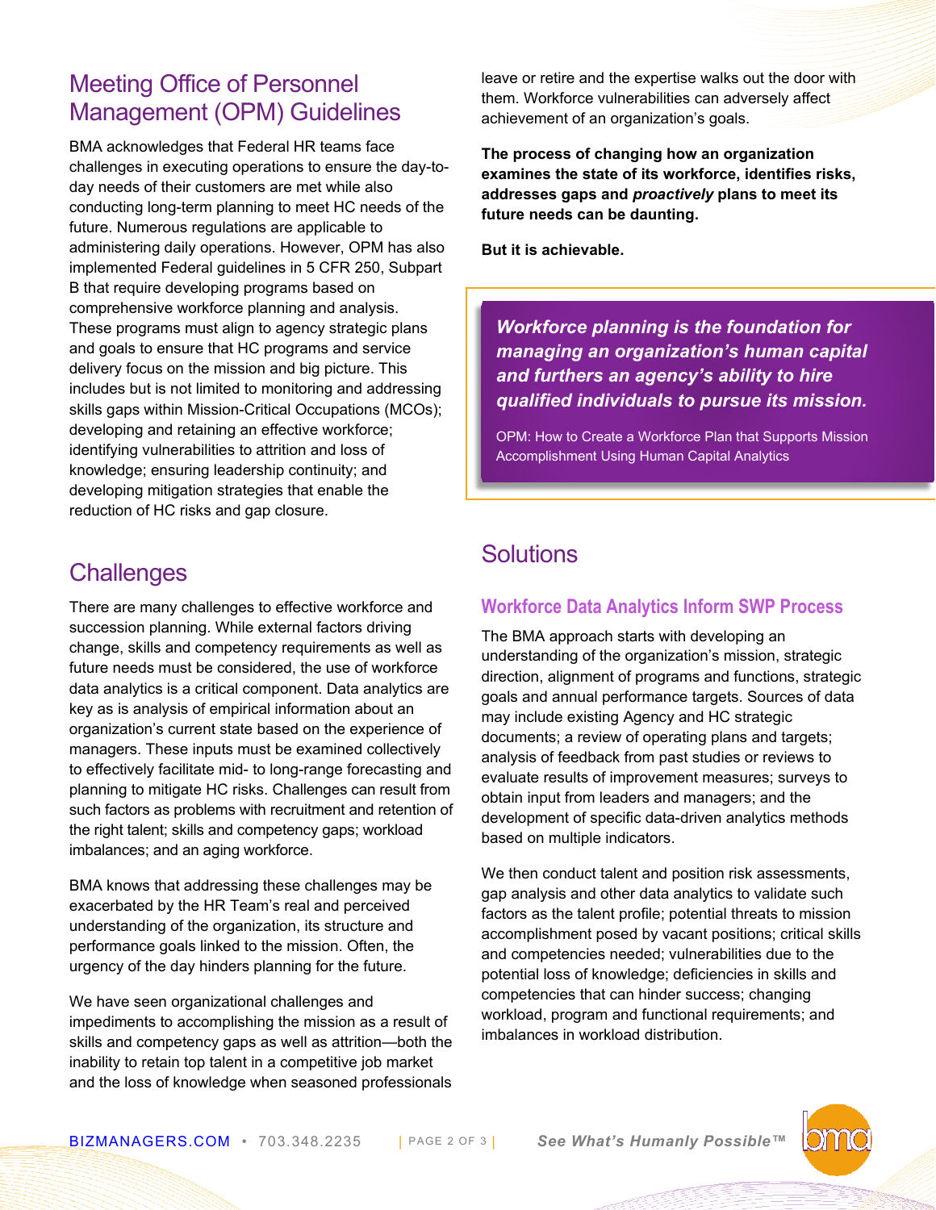## Meeting Office of Personnel Management (OPM) Guidelines

BMA acknowledges that Federal HR teams face challenges in executing operations to ensure the day-to-day needs of their customers are met while also conducting long-term planning to meet HC needs of the future. Numerous regulations are applicable to administering daily operations. However, OPM has also implemented Federal guidelines in 5 CFR 250, Subpart B that require developing programs based on comprehensive workforce planning and analysis. These programs must align to agency strategic plans and goals to ensure that HC programs and service delivery focus on the mission and big picture. This includes but is not limited to monitoring and addressing skills gaps within Mission-Critical Occupations (MCOs); developing and retaining an effective workforce; identifying vulnerabilities to attrition and loss of knowledge; ensuring leadership continuity; and developing mitigation strategies that enable the reduction of HC risks and gap closure.

## Challenges

There are many challenges to effective workforce and succession planning. While external factors driving change, skills and competency requirements as well as future needs must be considered, the use of workforce data analytics is a critical component. Data analytics are key as is analysis of empirical information about an organization's current state based on the experience of managers. These inputs must be examined collectively to effectively facilitate mid- to long-range forecasting and planning to mitigate HC risks. Challenges can result from such factors as problems with recruitment and retention of the right talent; skills and competency gaps; workload imbalances; and an aging workforce.

BMA knows that addressing these challenges may be exacerbated by the HR Team's real and perceived understanding of the organization, its structure and performance goals linked to the mission. Often, the urgency of the day hinders planning for the future.

We have seen organizational challenges and impediments to accomplishing the mission as a result of skills and competency gaps as well as attrition—both the inability to retain top talent in a competitive job market and the loss of knowledge when seasoned professionals leave or retire and the expertise walks out the door with them. Workforce vulnerabilities can adversely affect achievement of an organization's goals.

**The process of changing how an organization examines the state of its workforce, identifies risks, addresses gaps and *proactively* plans to meet its future needs can be daunting.**

**But it is achievable.**

> ***Workforce planning is the foundation for managing an organization's human capital and furthers an agency's ability to hire qualified individuals to pursue its mission.***
>
> OPM: How to Create a Workforce Plan that Supports Mission Accomplishment Using Human Capital Analytics

## Solutions

### Workforce Data Analytics Inform SWP Process

The BMA approach starts with developing an understanding of the organization's mission, strategic direction, alignment of programs and functions, strategic goals and annual performance targets. Sources of data may include existing Agency and HC strategic documents; a review of operating plans and targets; analysis of feedback from past studies or reviews to evaluate results of improvement measures; surveys to obtain input from leaders and managers; and the development of specific data-driven analytics methods based on multiple indicators.

We then conduct talent and position risk assessments, gap analysis and other data analytics to validate such factors as the talent profile; potential threats to mission accomplishment posed by vacant positions; critical skills and competencies needed; vulnerabilities due to the potential loss of knowledge; deficiencies in skills and competencies that can hinder success; changing workload, program and functional requirements; and imbalances in workload distribution.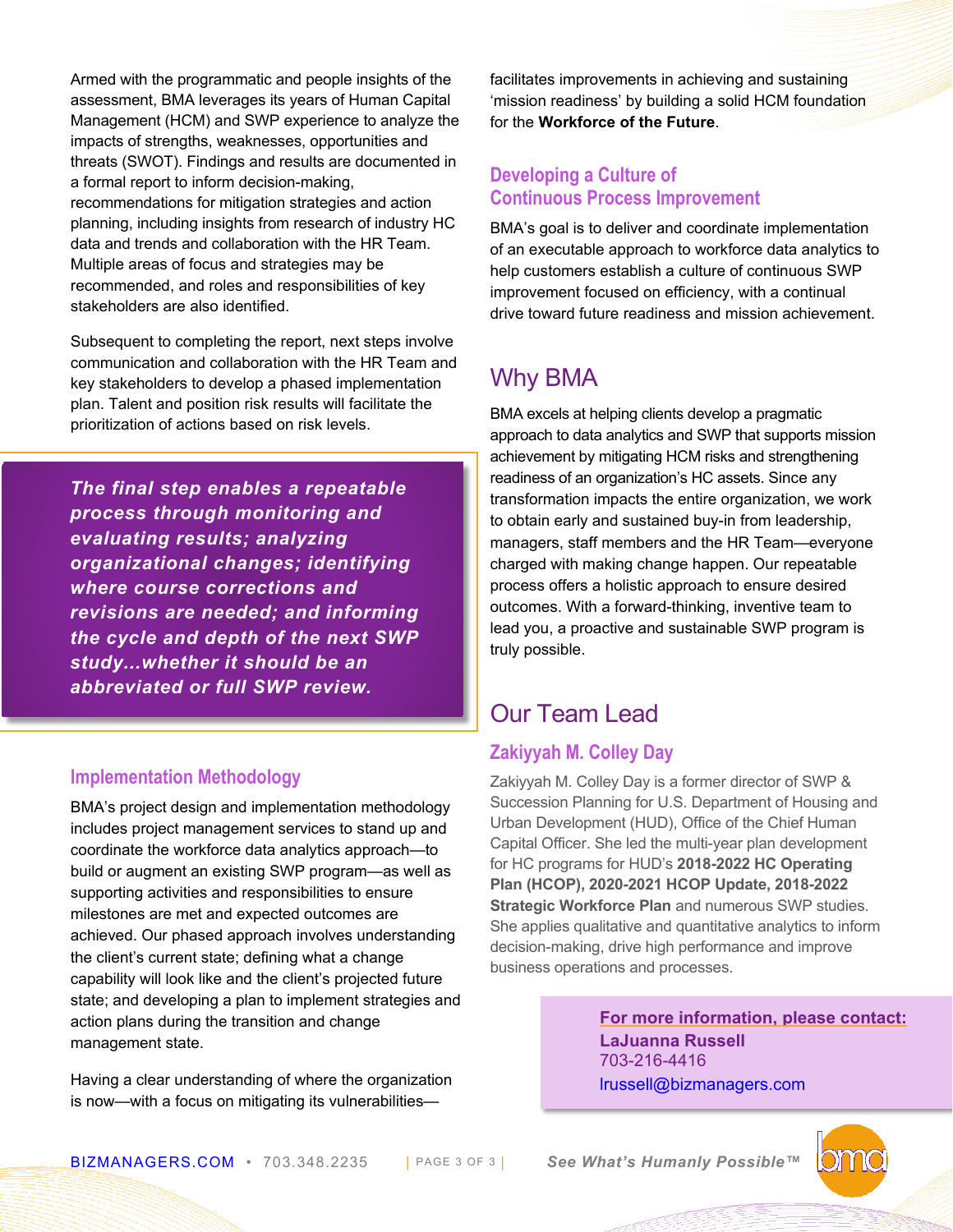Armed with the programmatic and people insights of the assessment, BMA leverages its years of Human Capital Management (HCM) and SWP experience to analyze the impacts of strengths, weaknesses, opportunities and threats (SWOT). Findings and results are documented in a formal report to inform decision-making, recommendations for mitigation strategies and action planning, including insights from research of industry HC data and trends and collaboration with the HR Team. Multiple areas of focus and strategies may be recommended, and roles and responsibilities of key stakeholders are also identified.

Subsequent to completing the report, next steps involve communication and collaboration with the HR Team and key stakeholders to develop a phased implementation plan. Talent and position risk results will facilitate the prioritization of actions based on risk levels.

> ***The final step enables a repeatable process through monitoring and evaluating results; analyzing organizational changes; identifying where course corrections and revisions are needed; and informing the cycle and depth of the next SWP study...whether it should be an abbreviated or full SWP review.***

### Implementation Methodology

BMA's project design and implementation methodology includes project management services to stand up and coordinate the workforce data analytics approach—to build or augment an existing SWP program—as well as supporting activities and responsibilities to ensure milestones are met and expected outcomes are achieved. Our phased approach involves understanding the client's current state; defining what a change capability will look like and the client's projected future state; and developing a plan to implement strategies and action plans during the transition and change management state.

Having a clear understanding of where the organization is now—with a focus on mitigating its vulnerabilities—facilitates improvements in achieving and sustaining 'mission readiness' by building a solid HCM foundation for the **Workforce of the Future**.

### Developing a Culture of Continuous Process Improvement

BMA's goal is to deliver and coordinate implementation of an executable approach to workforce data analytics to help customers establish a culture of continuous SWP improvement focused on efficiency, with a continual drive toward future readiness and mission achievement.

## Why BMA

BMA excels at helping clients develop a pragmatic approach to data analytics and SWP that supports mission achievement by mitigating HCM risks and strengthening readiness of an organization's HC assets. Since any transformation impacts the entire organization, we work to obtain early and sustained buy-in from leadership, managers, staff members and the HR Team—everyone charged with making change happen. Our repeatable process offers a holistic approach to ensure desired outcomes. With a forward-thinking, inventive team to lead you, a proactive and sustainable SWP program is truly possible.

## Our Team Lead

### Zakiyyah M. Colley Day

Zakiyyah M. Colley Day is a former director of SWP & Succession Planning for U.S. Department of Housing and Urban Development (HUD), Office of the Chief Human Capital Officer. She led the multi-year plan development for HC programs for HUD's **2018-2022 HC Operating Plan (HCOP), 2020-2021 HCOP Update, 2018-2022 Strategic Workforce Plan** and numerous SWP studies. She applies qualitative and quantitative analytics to inform decision-making, drive high performance and improve business operations and processes.

**For more information, please contact:**
**LaJuanna Russell**
703-216-4416
lrussell@bizmanagers.com

BIZMANAGERS.COM • 703.348.2235

*See What's Humanly Possible™*